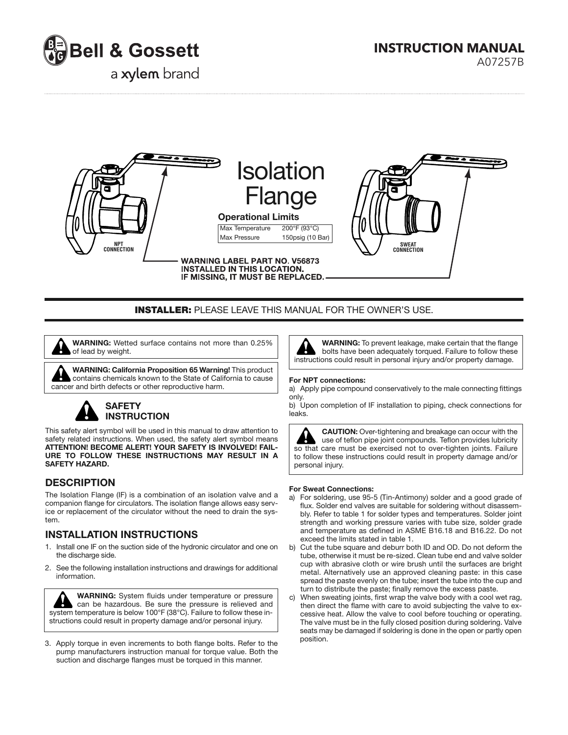Bell & Gossett

a xylem brand

# INSTRUCTION MANUAL

A07257B

# Isolation Flange

**Operational Limits**

| Max Temperature | 200°F (93°C) |
| --- | --- |
| Max Pressure | 150psig (10 Bar) |

NPT CONNECTION

SWEAT CONNECTION

WARNING LABEL PART NO. V56873 INSTALLED IN THIS LOCATION. IF MISSING, IT MUST BE REPLACED.

**INSTALLER:** PLEASE LEAVE THIS MANUAL FOR THE OWNER'S USE.

**WARNING:** Wetted surface contains not more than 0.25% of lead by weight.

**WARNING: California Proposition 65 Warning!** This product contains chemicals known to the State of California to cause cancer and birth defects or other reproductive harm.

### SAFETY INSTRUCTION

This safety alert symbol will be used in this manual to draw attention to safety related instructions. When used, the safety alert symbol means **ATTENTION! BECOME ALERT! YOUR SAFETY IS INVOLVED! FAILURE TO FOLLOW THESE INSTRUCTIONS MAY RESULT IN A SAFETY HAZARD.**

## DESCRIPTION

The Isolation Flange (IF) is a combination of an isolation valve and a companion flange for circulators. The isolation flange allows easy service or replacement of the circulator without the need to drain the system.

## INSTALLATION INSTRUCTIONS

1. Install one IF on the suction side of the hydronic circulator and one on the discharge side.
2. See the following installation instructions and drawings for additional information.

**WARNING:** System fluids under temperature or pressure can be hazardous. Be sure the pressure is relieved and system temperature is below 100°F (38°C). Failure to follow these instructions could result in property damage and/or personal injury.

3. Apply torque in even increments to both flange bolts. Refer to the pump manufacturers instruction manual for torque value. Both the suction and discharge flanges must be torqued in this manner.

**WARNING:** To prevent leakage, make certain that the flange bolts have been adequately torqued. Failure to follow these instructions could result in personal injury and/or property damage.

**For NPT connections:**

a) Apply pipe compound conservatively to the male connecting fittings only.

b) Upon completion of IF installation to piping, check connections for leaks.

**CAUTION:** Over-tightening and breakage can occur with the use of teflon pipe joint compounds. Teflon provides lubricity so that care must be exercised not to over-tighten joints. Failure to follow these instructions could result in property damage and/or personal injury.

**For Sweat Connections:**

a) For soldering, use 95-5 (Tin-Antimony) solder and a good grade of flux. Solder end valves are suitable for soldering without disassembly. Refer to table 1 for solder types and temperatures. Solder joint strength and working pressure varies with tube size, solder grade and temperature as defined in ASME B16.18 and B16.22. Do not exceed the limits stated in table 1.

b) Cut the tube square and deburr both ID and OD. Do not deform the tube, otherwise it must be re-sized. Clean tube end and valve solder cup with abrasive cloth or wire brush until the surfaces are bright metal. Alternatively use an approved cleaning paste: in this case spread the paste evenly on the tube; insert the tube into the cup and turn to distribute the paste; finally remove the excess paste.

c) When sweating joints, first wrap the valve body with a cool wet rag, then direct the flame with care to avoid subjecting the valve to excessive heat. Allow the valve to cool before touching or operating. The valve must be in the fully closed position during soldering. Valve seats may be damaged if soldering is done in the open or partly open position.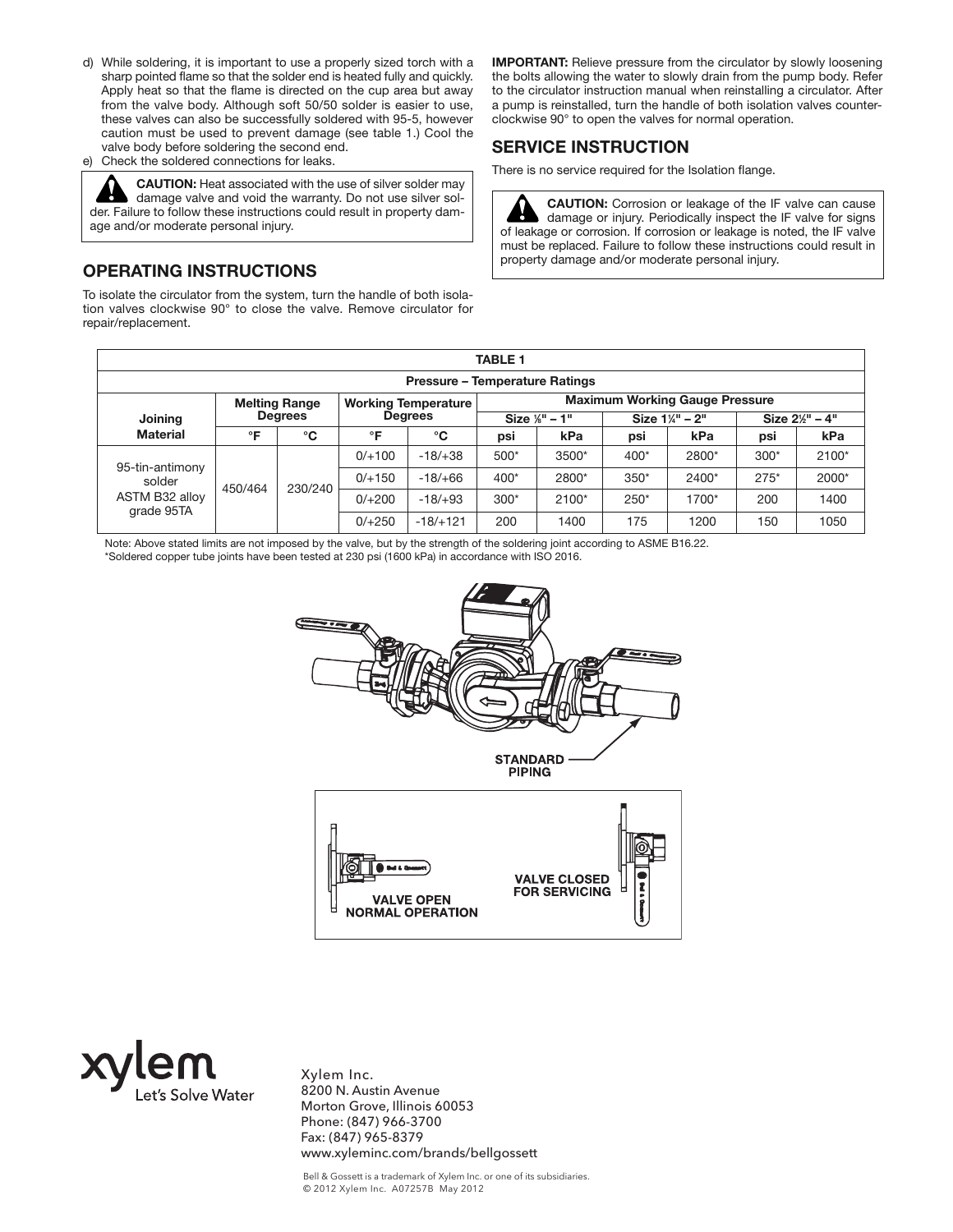d) While soldering, it is important to use a properly sized torch with a sharp pointed flame so that the solder end is heated fully and quickly. Apply heat so that the flame is directed on the cup area but away from the valve body. Although soft 50/50 solder is easier to use, these valves can also be successfully soldered with 95-5, however caution must be used to prevent damage (see table 1.) Cool the valve body before soldering the second end.

e) Check the soldered connections for leaks.

> **CAUTION:** Heat associated with the use of silver solder may damage valve and void the warranty. Do not use silver solder. Failure to follow these instructions could result in property damage and/or moderate personal injury.

## OPERATING INSTRUCTIONS

To isolate the circulator from the system, turn the handle of both isolation valves clockwise 90° to close the valve. Remove circulator for repair/replacement.

**IMPORTANT:** Relieve pressure from the circulator by slowly loosening the bolts allowing the water to slowly drain from the pump body. Refer to the circulator instruction manual when reinstalling a circulator. After a pump is reinstalled, turn the handle of both isolation valves counterclockwise 90° to open the valves for normal operation.

## SERVICE INSTRUCTION

There is no service required for the Isolation flange.

> **CAUTION:** Corrosion or leakage of the IF valve can cause damage or injury. Periodically inspect the IF valve for signs of leakage or corrosion. If corrosion or leakage is noted, the IF valve must be replaced. Failure to follow these instructions could result in property damage and/or moderate personal injury.

**TABLE 1**

**Pressure – Temperature Ratings**

| Joining Material | Melting Range Degrees | | Working Temperature Degrees | | Maximum Working Gauge Pressure | | | | | |
|---|---|---|---|---|---|---|---|---|---|---|
| | | | | | Size ⅜" – 1" | | Size 1¼" – 2" | | Size 2½" – 4" | |
| | °F | °C | °F | °C | psi | kPa | psi | kPa | psi | kPa |
| 95-tin-antimony solder ASTM B32 alloy grade 95TA | 450/464 | 230/240 | 0/+100 | -18/+38 | 500* | 3500* | 400* | 2800* | 300* | 2100* |
| | | | 0/+150 | -18/+66 | 400* | 2800* | 350* | 2400* | 275* | 2000* |
| | | | 0/+200 | -18/+93 | 300* | 2100* | 250* | 1700* | 200 | 1400 |
| | | | 0/+250 | -18/+121 | 200 | 1400 | 175 | 1200 | 150 | 1050 |

Note: Above stated limits are not imposed by the valve, but by the strength of the soldering joint according to ASME B16.22.
*Soldered copper tube joints have been tested at 230 psi (1600 kPa) in accordance with ISO 2016.

STANDARD PIPING

VALVE OPEN NORMAL OPERATION

VALVE CLOSED FOR SERVICING

Xylem Inc.
8200 N. Austin Avenue
Morton Grove, Illinois 60053
Phone: (847) 966-3700
Fax: (847) 965-8379
www.xyleminc.com/brands/bellgossett

Bell & Gossett is a trademark of Xylem Inc. or one of its subsidiaries.
© 2012 Xylem Inc. A07257B May 2012